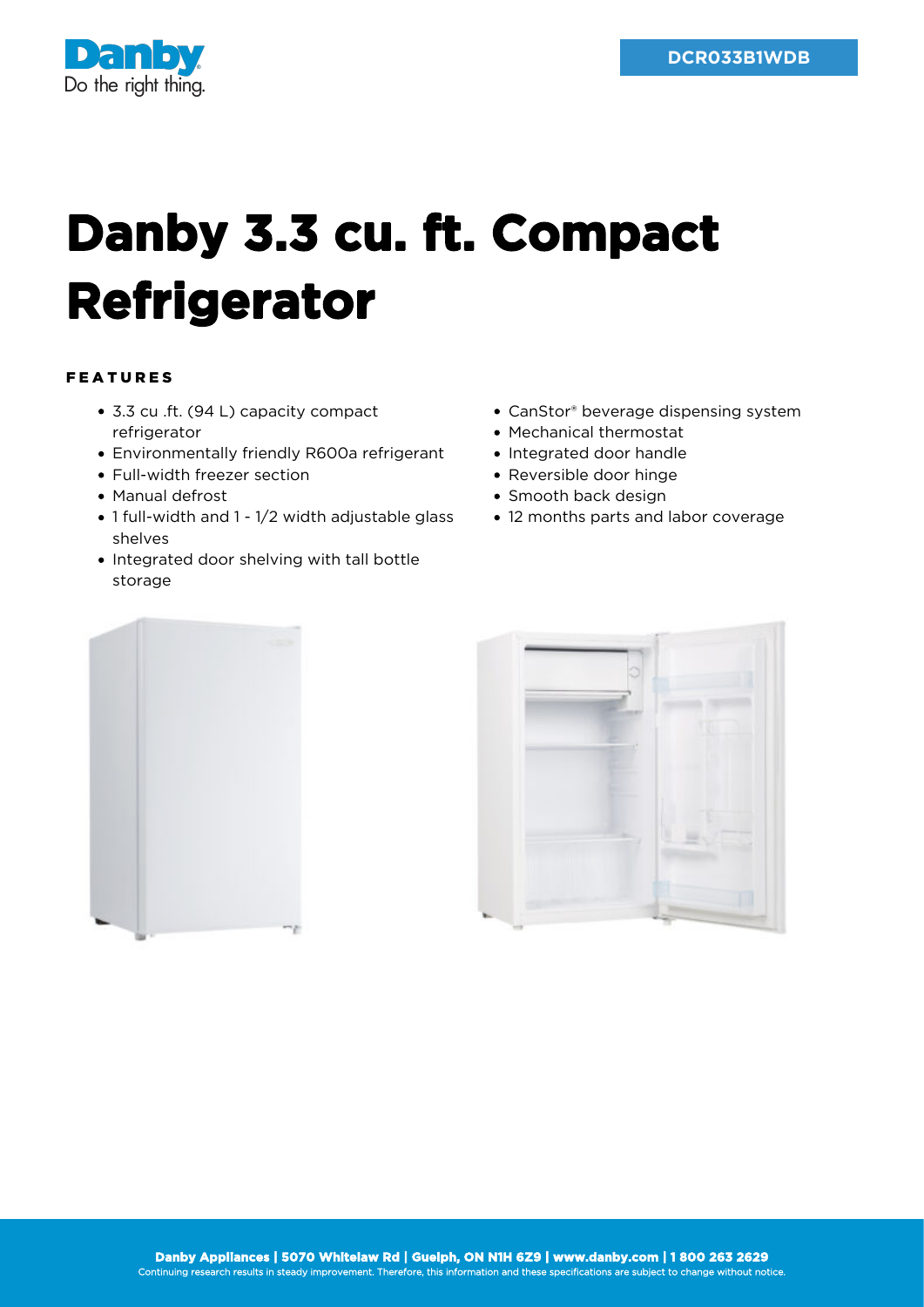Danby
Do the right thing.

DCR033B1WDB

# Danby 3.3 cu. ft. Compact Refrigerator

### FEATURES

- 3.3 cu .ft. (94 L) capacity compact refrigerator
- Environmentally friendly R600a refrigerant
- Full-width freezer section
- Manual defrost
- 1 full-width and 1 - 1/2 width adjustable glass shelves
- Integrated door shelving with tall bottle storage
- CanStor® beverage dispensing system
- Mechanical thermostat
- Integrated door handle
- Reversible door hinge
- Smooth back design
- 12 months parts and labor coverage

**Danby Appliances | 5070 Whitelaw Rd | Guelph, ON N1H 6Z9 | www.danby.com | 1 800 263 2629**
Continuing research results in steady improvement. Therefore, this information and these specifications are subject to change without notice.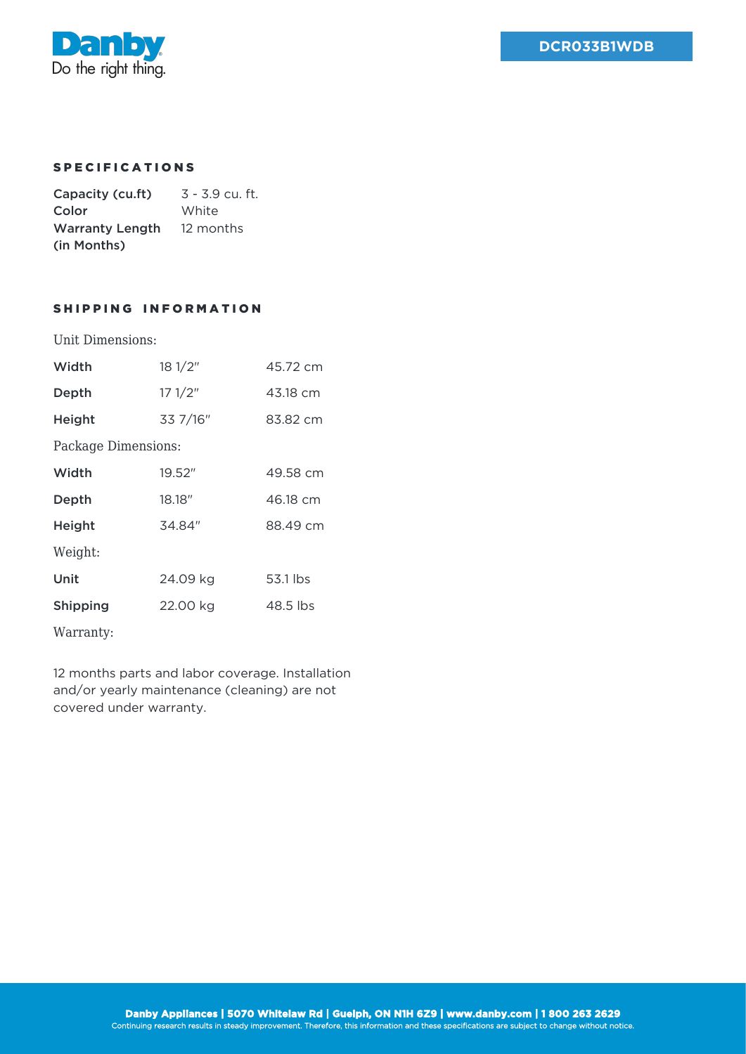Danby
Do the right thing.

DCR033B1WDB

## SPECIFICATIONS

| | |
|---|---|
| Capacity (cu.ft) | 3 - 3.9 cu. ft. |
| Color | White |
| Warranty Length (in Months) | 12 months |

## SHIPPING INFORMATION

| | | |
|---|---|---|
| Unit Dimensions: | | |
| **Width** | 18 1/2" | 45.72 cm |
| **Depth** | 17 1/2" | 43.18 cm |
| **Height** | 33 7/16" | 83.82 cm |
| Package Dimensions: | | |
| **Width** | 19.52" | 49.58 cm |
| **Depth** | 18.18" | 46.18 cm |
| **Height** | 34.84" | 88.49 cm |
| Weight: | | |
| **Unit** | 24.09 kg | 53.1 lbs |
| **Shipping** | 22.00 kg | 48.5 lbs |

Warranty:

12 months parts and labor coverage. Installation and/or yearly maintenance (cleaning) are not covered under warranty.

**Danby Appliances | 5070 Whitelaw Rd | Guelph, ON N1H 6Z9 | www.danby.com | 1 800 263 2629**
Continuing research results in steady improvement. Therefore, this information and these specifications are subject to change without notice.